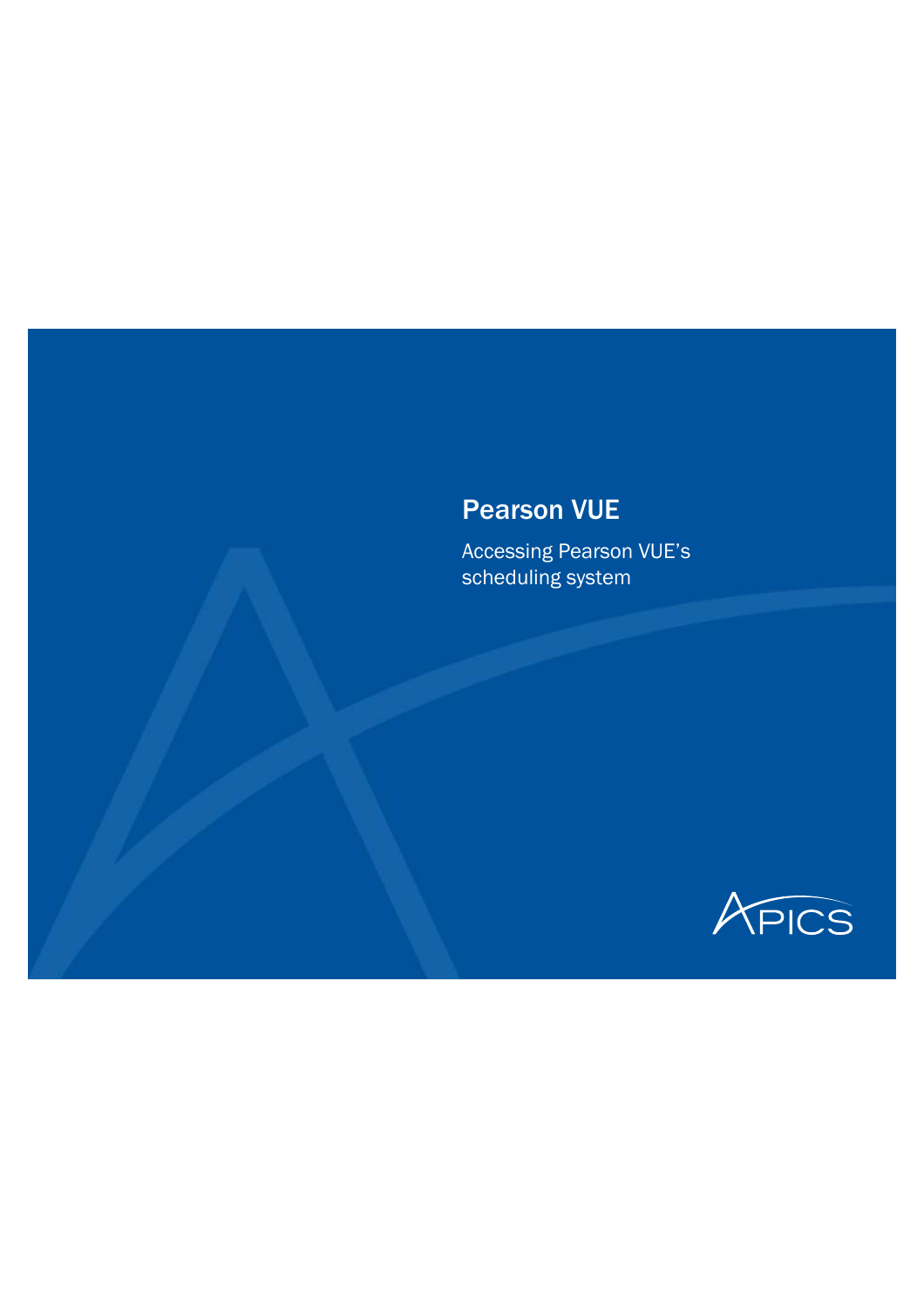# Pearson VUE

Accessing Pearson VUE's scheduling system

APICS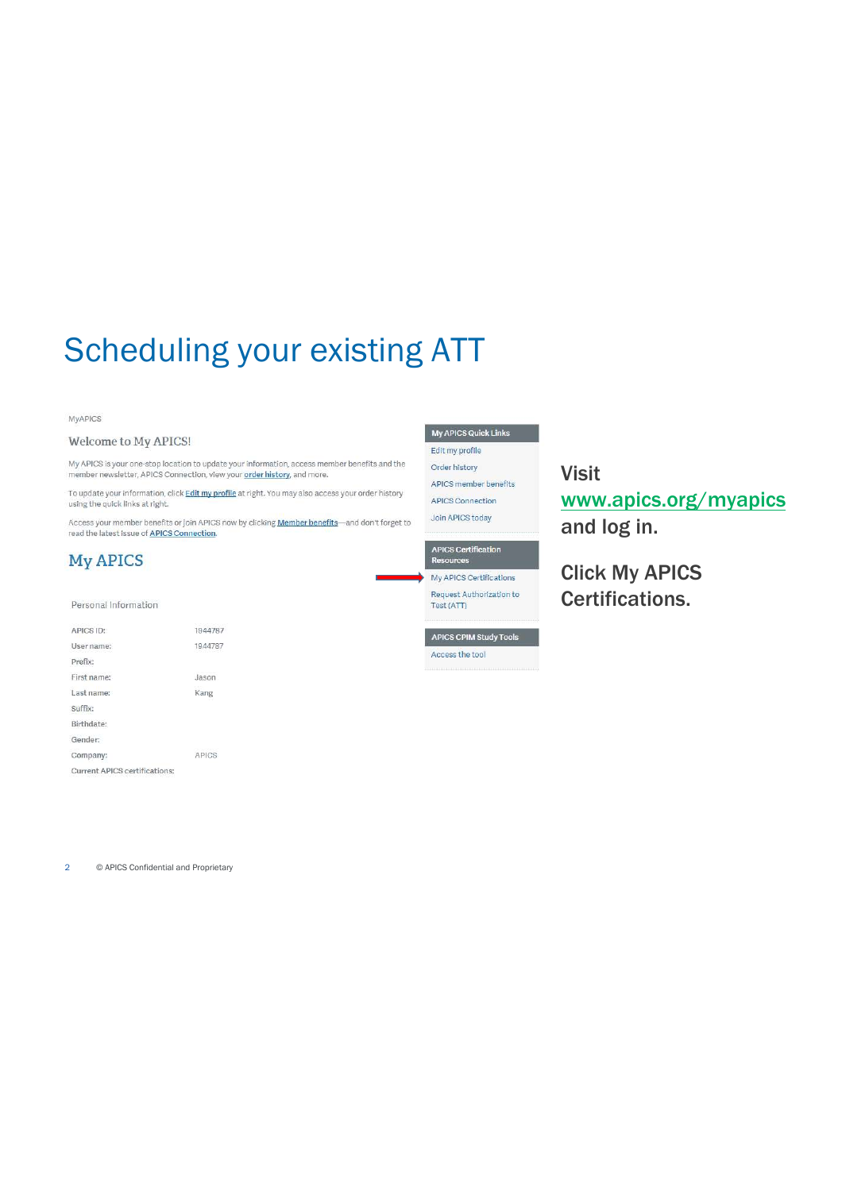# Scheduling your existing ATT

MyAPICS

## Welcome to My APICS!

My APICS is your one-stop location to update your information, access member benefits and the member newsletter, APICS Connection, view your order history, and more.

To update your information, click Edit my profile at right. You may also access your order history using the quick links at right.

Access your member benefits or join APICS now by clicking Member benefits—and don't forget to read the latest issue of APICS Connection.

## My APICS

Personal Information

| | |
|---|---|
| APICS ID: | 1944787 |
| User name: | 1944787 |
| Prefix: | |
| First name: | Jason |
| Last name: | Kang |
| Suffix: | |
| Birthdate: | |
| Gender: | |
| Company: | APICS |
| Current APICS certifications: | |

**My APICS Quick Links**

- Edit my profile
- Order history
- APICS member benefits
- APICS Connection
- Join APICS today

**APICS Certification Resources**

- My APICS Certifications
- Request Authorization to Test (ATT)

**APICS CPIM Study Tools**

- Access the tool

**Visit www.apics.org/myapics and log in.**

**Click My APICS Certifications.**

© APICS Confidential and Proprietary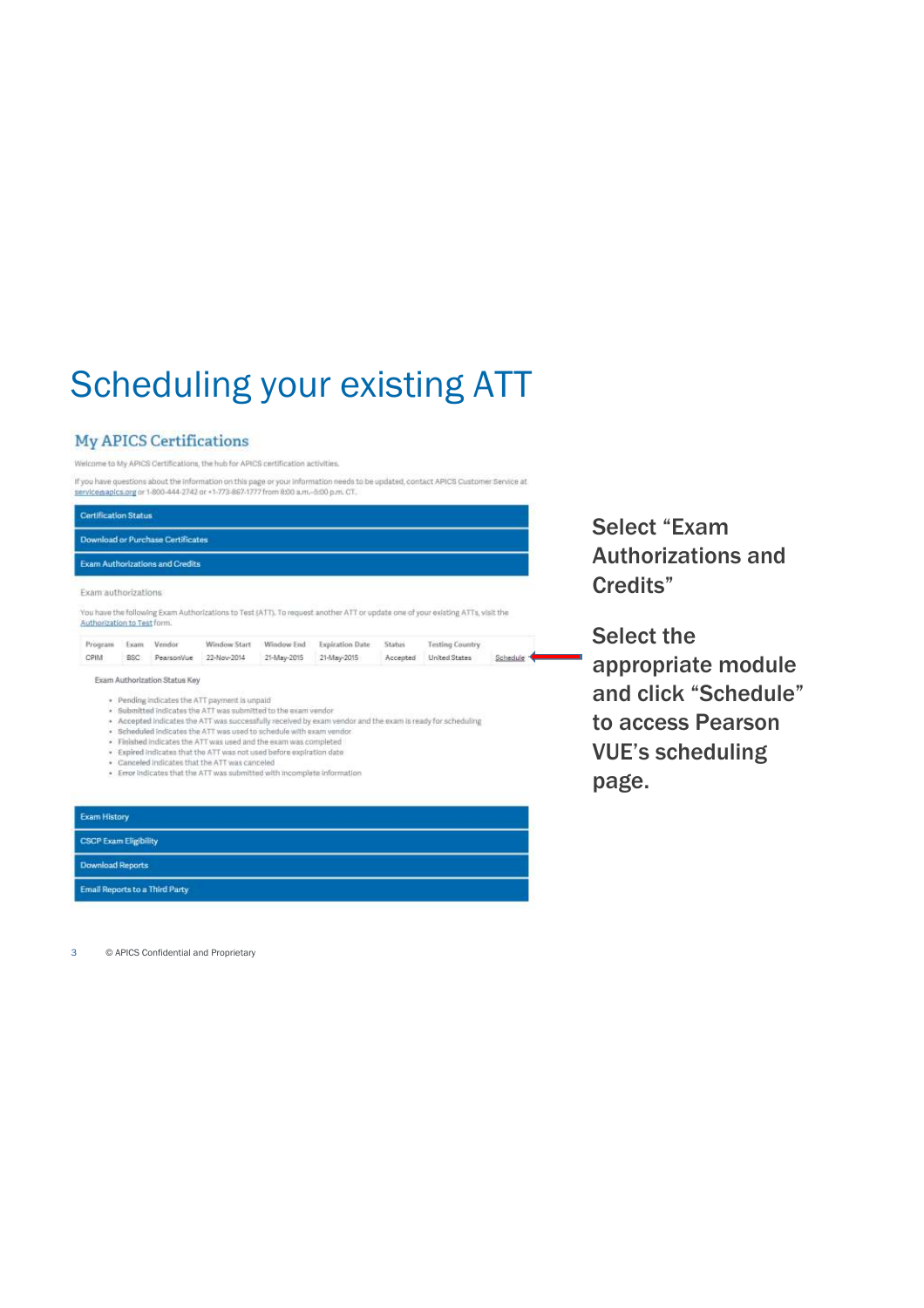# Scheduling your existing ATT

## My APICS Certifications

Welcome to My APICS Certifications, the hub for APICS certification activities.

If you have questions about the information on this page or your information needs to be updated, contact APICS Customer Service at service@apics.org or 1-800-444-2742 or +1-773-867-1777 from 8:00 a.m.–5:00 p.m. CT.

Certification Status

Download or Purchase Certificates

Exam Authorizations and Credits

Exam authorizations

You have the following Exam Authorizations to Test (ATT). To request another ATT or update one of your existing ATTs, visit the Authorization to Test form.

| Program | Exam | Vendor | Window Start | Window End | Expiration Date | Status | Testing Country | |
|---|---|---|---|---|---|---|---|---|
| CPIM | BSC | PearsonVue | 22-Nov-2014 | 21-May-2015 | 21-May-2015 | Accepted | United States | Schedule |

Exam Authorization Status Key

- Pending indicates the ATT payment is unpaid
- Submitted indicates the ATT was submitted to the exam vendor
- Accepted indicates the ATT was successfully received by exam vendor and the exam is ready for scheduling
- Scheduled indicates the ATT was used to schedule with exam vendor
- Finished indicates the ATT was used and the exam was completed
- Expired indicates that the ATT was not used before expiration date
- Canceled indicates that the ATT was canceled
- Error indicates that the ATT was submitted with incomplete information

Exam History

CSCP Exam Eligibility

Download Reports

Email Reports to a Third Party

**Select "Exam Authorizations and Credits"**

**Select the appropriate module and click "Schedule" to access Pearson VUE's scheduling page.**

© APICS Confidential and Proprietary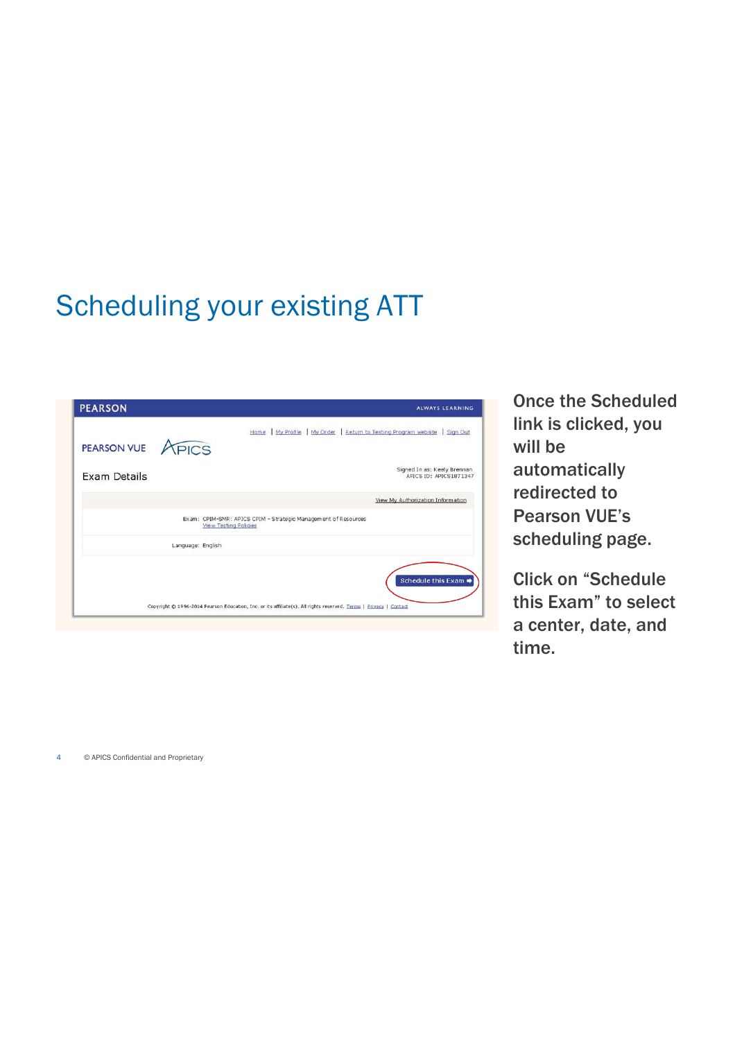# Scheduling your existing ATT

PEARSON ALWAYS LEARNING

Home | My Profile | My Order | Return to Testing Program website | Sign Out

PEARSON VUE APICS

Exam Details

Signed In as: Keely Brennan
APICS ID: APICS1871347

View My Authorization Information

Exam: CPIM-SMR: APICS CPIM - Strategic Management of Resources
View Testing Policies

Language: English

Schedule this Exam

Copyright © 1996-2014 Pearson Education, Inc. or its affiliate(s). All rights reserved. Terms | Privacy | Contact

Once the Scheduled link is clicked, you will be automatically redirected to Pearson VUE's scheduling page.

Click on "Schedule this Exam" to select a center, date, and time.

© APICS Confidential and Proprietary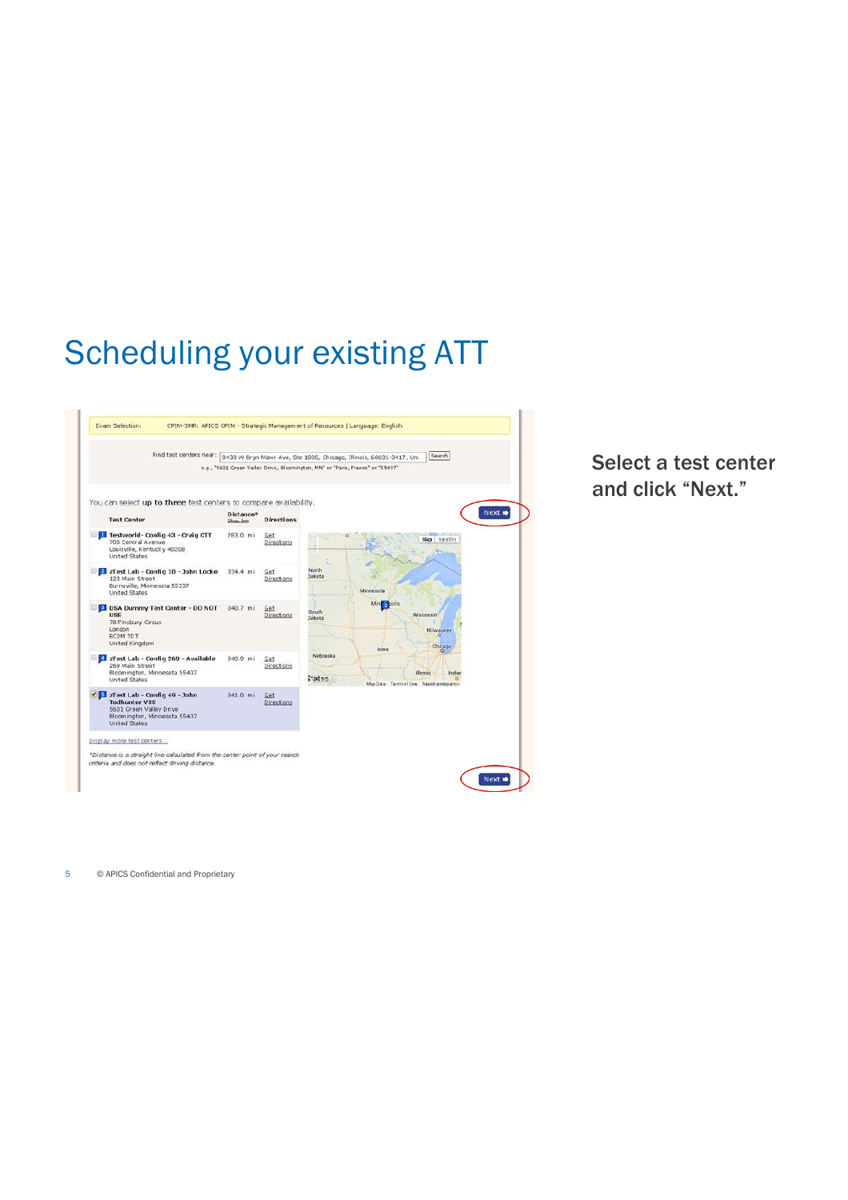# Scheduling your existing ATT

Exam Selection: CPIM-SMR: APICS CPIM - Strategic Management of Resources | Language: English

Find test centers near: 8430 W Bryn Mawr Ave, Ste 1000, Chicago, Illinois, 60631-3417, Uni [Search]

e.g., "5601 Green Valley Drive, Bloomington, MN" or "Paris, France" or "55437"

You can select **up to three** test centers to compare availability.

[Next]

| Test Center | Distance* | Directions |
|---|---|---|
| 1 Testworld- Config 43 - Craig CTT<br>700 Central Avenue<br>Louisville, Kentucky 40208<br>United States | 283.0 mi | Get Directions |
| 2 zTest Lab - Config 10 - John Locke<br>123 Main Street<br>Burnsville, Minnesota 55337<br>United States | 334.4 mi | Get Directions |
| 3 USA Dummy Test Center - DO NOT USE<br>78 Finsbury Circus<br>London<br>EC2M 7DT<br>United Kingdom | 340.7 mi | Get Directions |
| 4 zTest Lab - Config 269 - Available<br>269 Main Street<br>Bloomington, Minnesota 55437<br>United States | 340.9 mi | Get Directions |
| 5 zTest Lab - Config 49 - John Todhunter V88<br>5601 Green Valley Drive<br>Bloomington, Minnesota 55437<br>United States | 341.0 mi | Get Directions |

Display more test centers...

*Distance is a straight line calculated from the center point of your search criteria and does not reflect driving distance.

[Next]

**Select a test center and click “Next.”**

© APICS Confidential and Proprietary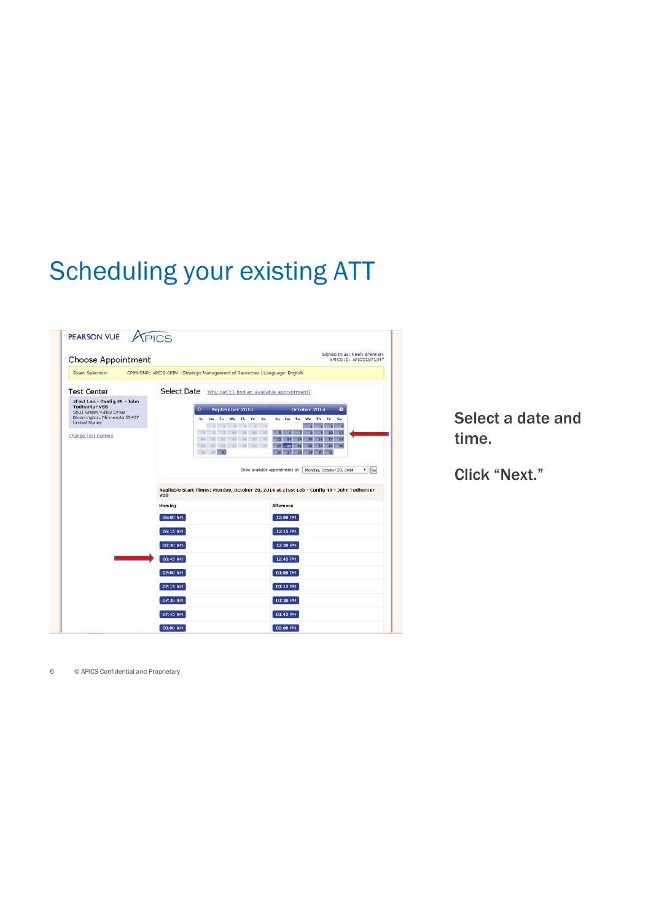# Scheduling your existing ATT

Select a date and time.

Click "Next."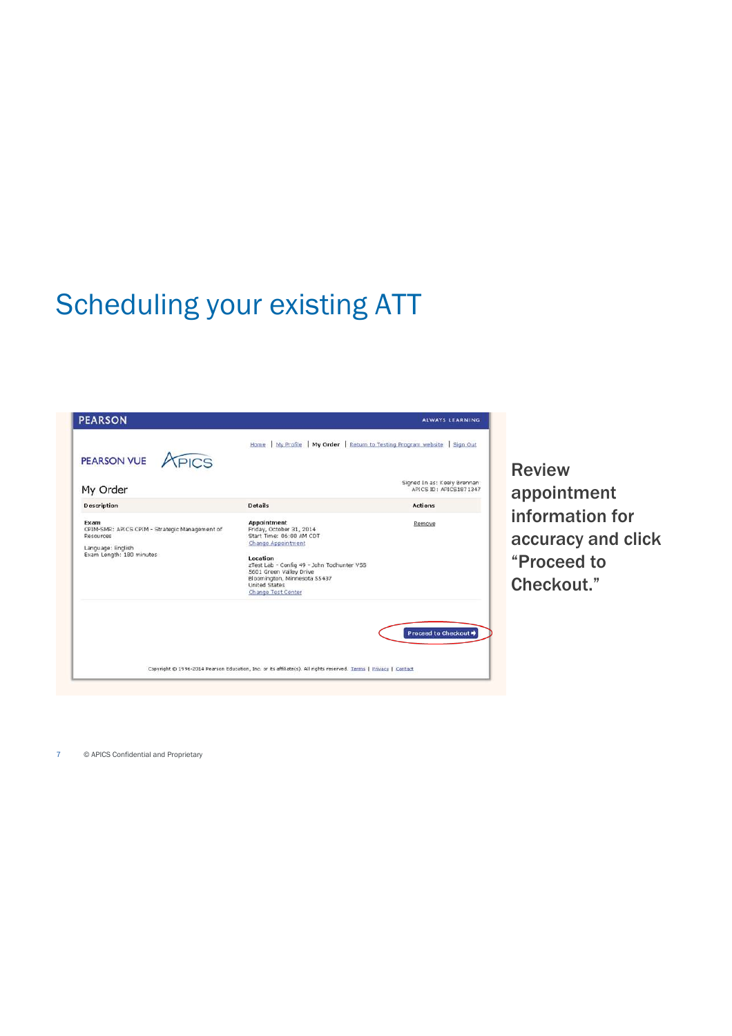# Scheduling your existing ATT

PEARSON | ALWAYS LEARNING

PEARSON VUE | APICS

Home | My Profile | My Order | Return to Testing Program website | Sign Out

## My Order

Signed In as: Keely Brennan
APICS ID: APICS1871347

| Description | Details | Actions |
|---|---|---|
| **Exam**<br>CPIM-SMR: APICS CPIM - Strategic Management of Resources<br><br>Language: English<br>Exam Length: 180 minutes | **Appointment**<br>Friday, October 31, 2014<br>Start Time: 06:00 AM CDT<br>Change Appointment<br><br>**Location**<br>zTest Lab - Config 49 - John Todhunter VSS<br>5601 Green Valley Drive<br>Bloomington, Minnesota 55437<br>United States<br>Change Test Center | Remove |

Proceed to Checkout

Copyright © 1996-2014 Pearson Education, Inc. or its affiliate(s). All rights reserved. Terms | Privacy | Contact

**Review appointment information for accuracy and click "Proceed to Checkout."**

© APICS Confidential and Proprietary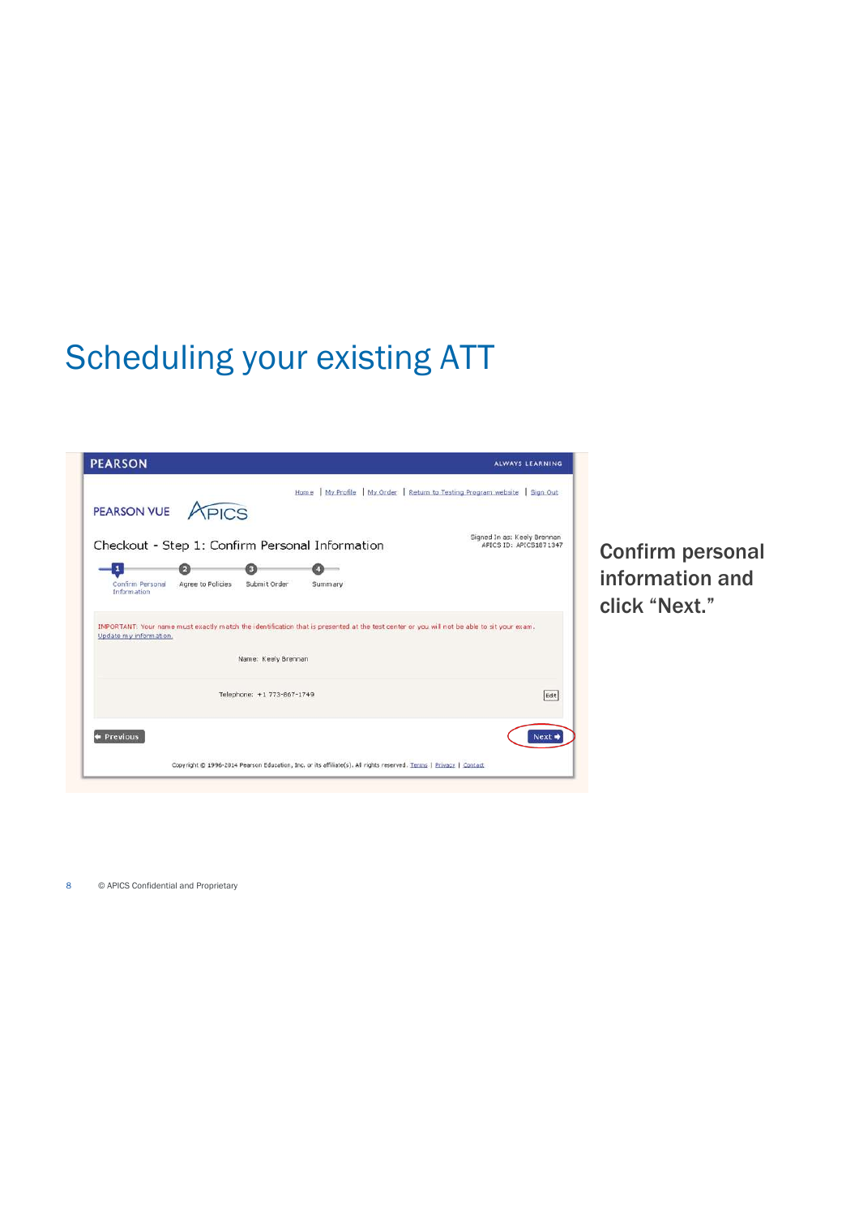# Scheduling your existing ATT

PEARSON — ALWAYS LEARNING

Home | My Profile | My Order | Return to Testing Program website | Sign Out

PEARSON VUE APICS

Checkout - Step 1: Confirm Personal Information

Signed In as: Keely Brennan
APICS ID: APICS1871347

1 Confirm Personal Information — 2 Agree to Policies — 3 Submit Order — 4 Summary

IMPORTANT: Your name must exactly match the identification that is presented at the test center or you will not be able to sit your exam.
Update my information.

Name: Keely Brennan

Telephone: +1 773-867-1749 Edit

Previous    Next

Copyright © 1996-2014 Pearson Education, Inc. or its affiliate(s). All rights reserved. Terms | Privacy | Contact

Confirm personal information and click "Next."

© APICS Confidential and Proprietary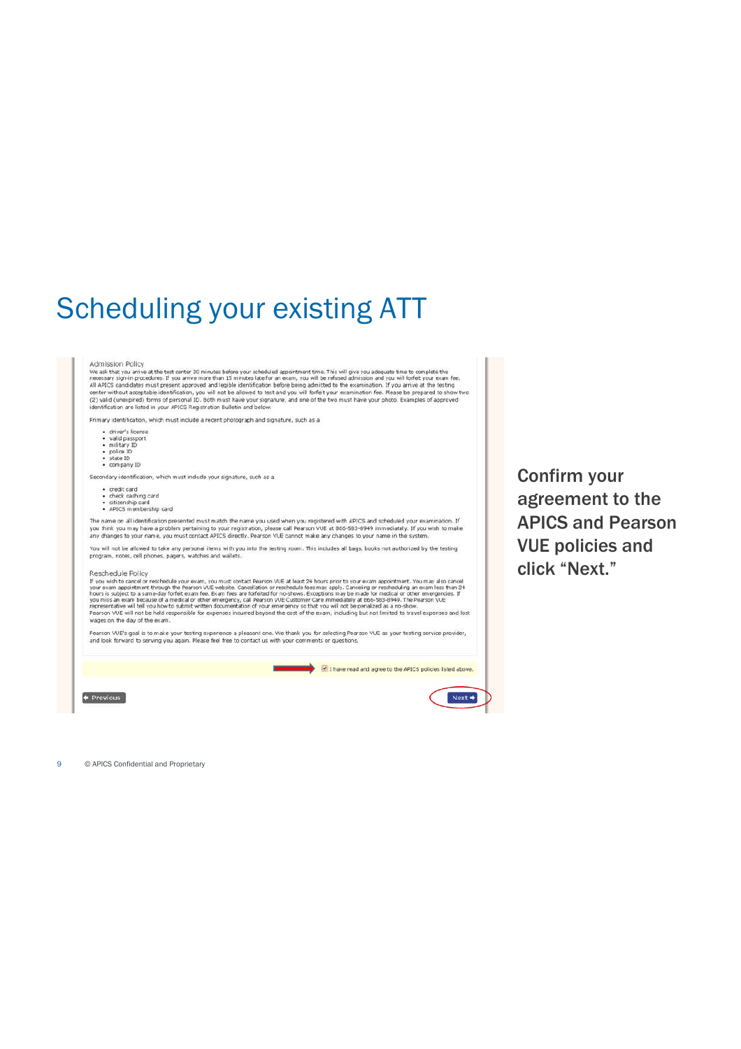# Scheduling your existing ATT

Admission Policy

We ask that you arrive at the test center 30 minutes before your scheduled appointment time. This will give you adequate time to complete the necessary sign-in procedures. If you arrive more than 15 minutes late for an exam, you will be refused admission and you will forfeit your exam fee. All APICS candidates must present approved and legible identification before being admitted to the examination. If you arrive at the testing center without acceptable identification, you will not be allowed to test and you will forfeit your examination fee. Please be prepared to show two (2) valid (unexpired) forms of personal ID. Both must have your signature, and one of the two must have your photo. Examples of approved identification are listed in your APICS Registration Bulletin and below.

Primary identification, which must include a recent photograph and signature, such as a

- driver's license
- valid passport
- military ID
- police ID
- state ID
- company ID

Secondary identification, which must include your signature, such as a

- credit card
- check cashing card
- citizenship card
- APICS membership card

The name on all identification presented must match the name you used when you registered with APICS and scheduled your examination. If you think you may have a problem pertaining to your registration, please call Pearson VUE at 866-583-8949 immediately. If you wish to make any changes to your name, you must contact APICS directly. Pearson VUE cannot make any changes to your name in the system.

You will not be allowed to take any personal items with you into the testing room. This includes all bags, books not authorized by the testing program, notes, cell phones, pagers, watches and wallets.

Reschedule Policy

If you wish to cancel or reschedule your exam, you must contact Pearson VUE at least 24 hours prior to your exam appointment. You may also cancel your exam appointment through the Pearson VUE website. Cancellation or reschedule fees may apply. Canceling or rescheduling an exam less than 24 hours is subject to a same-day forfeit exam fee. Exam fees are forfeited for no-shows. Exceptions may be made for medical or other emergencies. If you miss an exam because of a medical or other emergency, call Pearson VUE Customer Care immediately at 866-583-8949. The Pearson VUE representative will tell you how to submit written documentation of your emergency so that you will not be penalized as a no-show. Pearson VUE will not be held responsible for expenses incurred beyond the cost of the exam, including but not limited to travel expenses and lost wages on the day of the exam.

Pearson VUE's goal is to make your testing experience a pleasant one. We thank you for selecting Pearson VUE as your testing service provider, and look forward to serving you again. Please feel free to contact us with your comments or questions.

☑ I have read and agree to the APICS policies listed above.

Previous | Next

Confirm your agreement to the APICS and Pearson VUE policies and click "Next."

© APICS Confidential and Proprietary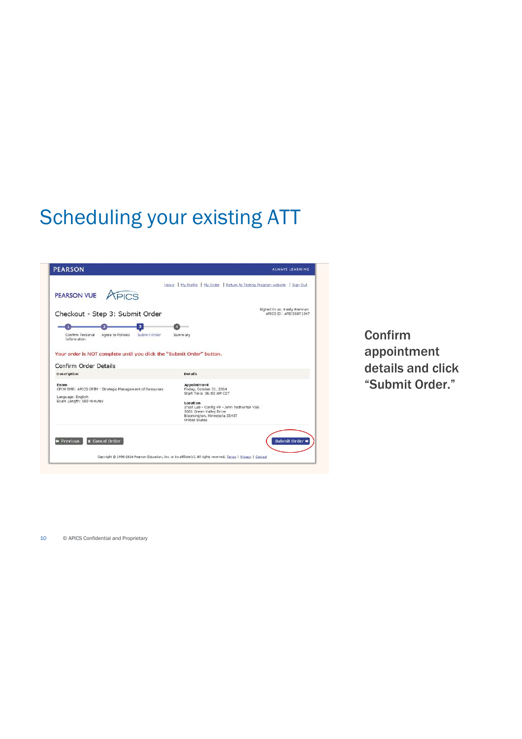# Scheduling your existing ATT

PEARSON ALWAYS LEARNING

Home | My Profile | My Order | Return to Testing Program website | Sign Out

PEARSON VUE APICS

Checkout - Step 3: Submit Order

Signed In as: Keely Brennan
APICS ID: APICS1871347

1 Confirm Personal Information — 2 Agree to Policies — 3 Submit Order — 4 Summary

Your order is NOT complete until you click the "Submit Order" button.

Confirm Order Details

| Description | Details |
|---|---|
| **Exam** CPIM-SMR: APICS CPIM - Strategic Management of Resources<br>Language: English<br>Exam Length: 180 minutes | **Appointment** Friday, October 31, 2014<br>Start Time: 08:00 AM CDT<br>**Location** zTest Lab - Config 49 - John Todhunter VSS<br>5601 Green Valley Drive<br>Bloomington, Minnesota 55437<br>United States |

Previous | Cancel Order | Submit Order

Copyright © 1996-2014 Pearson Education, Inc. or its affiliate(s). All rights reserved. Terms | Privacy | Contact

**Confirm appointment details and click "Submit Order."**

© APICS Confidential and Proprietary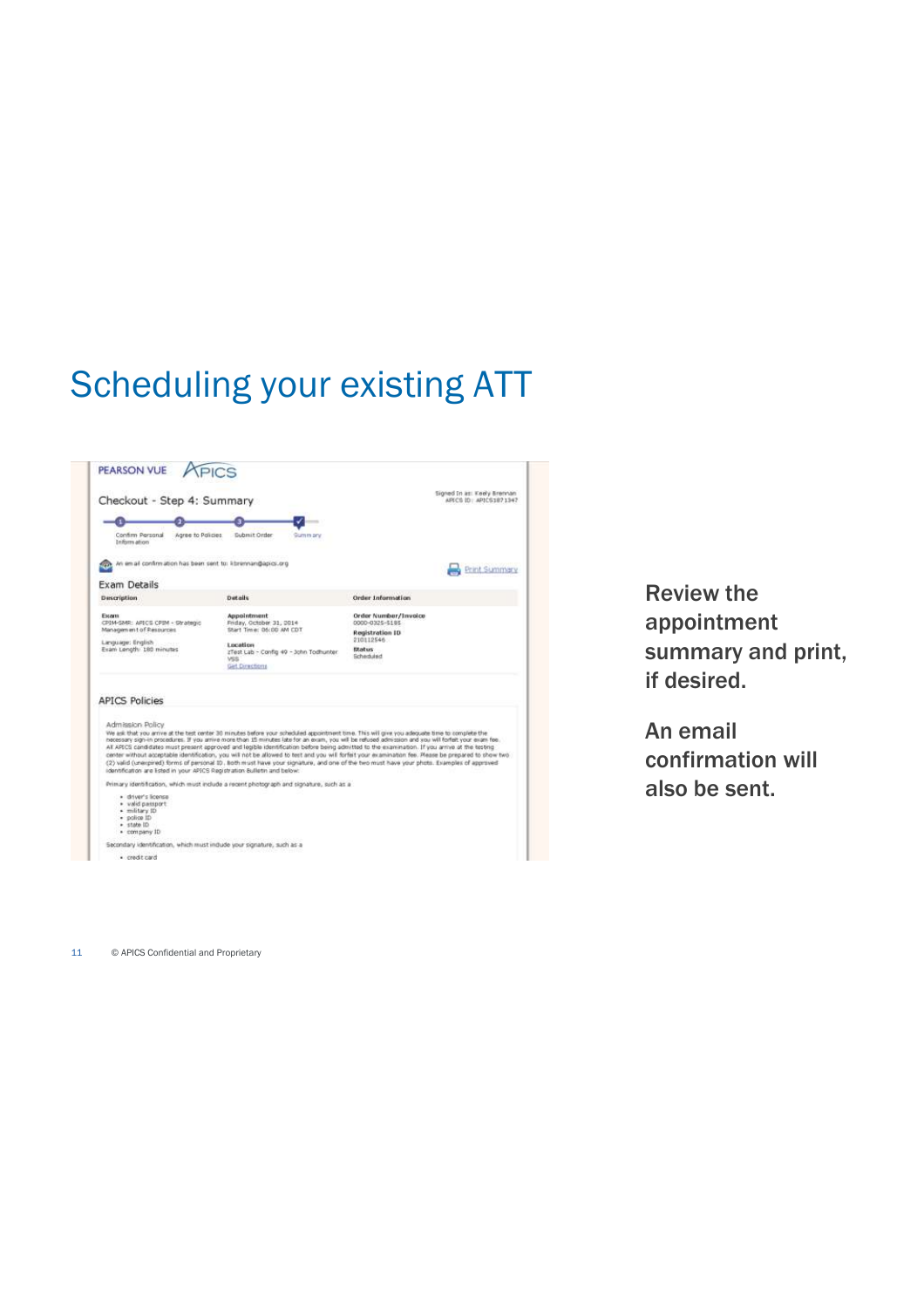# Scheduling your existing ATT

PEARSON VUE APICS

Checkout - Step 4: Summary

Signed In as: Keely Brennan
APICS ID: APICS1871347

Confirm Personal Information | Agree to Policies | Submit Order | Summary

An email confirmation has been sent to: kbrennan@apics.org

Print Summary

Exam Details

| Description | Details | Order Information |
| --- | --- | --- |
| Exam<br>CPIM-SMR: APICS CPIM - Strategic Management of Resources<br>Language: English<br>Exam Length: 180 minutes | Appointment<br>Friday, October 31, 2014<br>Start Time: 06:00 AM CDT<br>Location<br>zTest Lab - Config 49 - John Todhunter VSS<br>Get Directions | Order Number/Invoice<br>0000-0325-5185<br>Registration ID<br>210112546<br>Status<br>Scheduled |

APICS Policies

Admission Policy

We ask that you arrive at the test center 30 minutes before your scheduled appointment time. This will give you adequate time to complete the necessary sign-in procedures. If you arrive more than 15 minutes late for an exam, you will be refused admission and you will forfeit your exam fee. All APICS candidates must present approved and legible identification before being admitted to the examination. If you arrive at the testing center without acceptable identification, you will not be allowed to test and you will forfeit your examination fee. Please be prepared to show two (2) valid (unexpired) forms of personal ID. Both must have your signature, and one of the two must have your photo. Examples of approved identification are listed in your APICS Registration Bulletin and below:

Primary identification, which must include a recent photograph and signature, such as a

- driver's license
- valid passport
- military ID
- police ID
- state ID
- company ID

Secondary identification, which must include your signature, such as a

- credit card

Review the appointment summary and print, if desired.

An email confirmation will also be sent.

© APICS Confidential and Proprietary